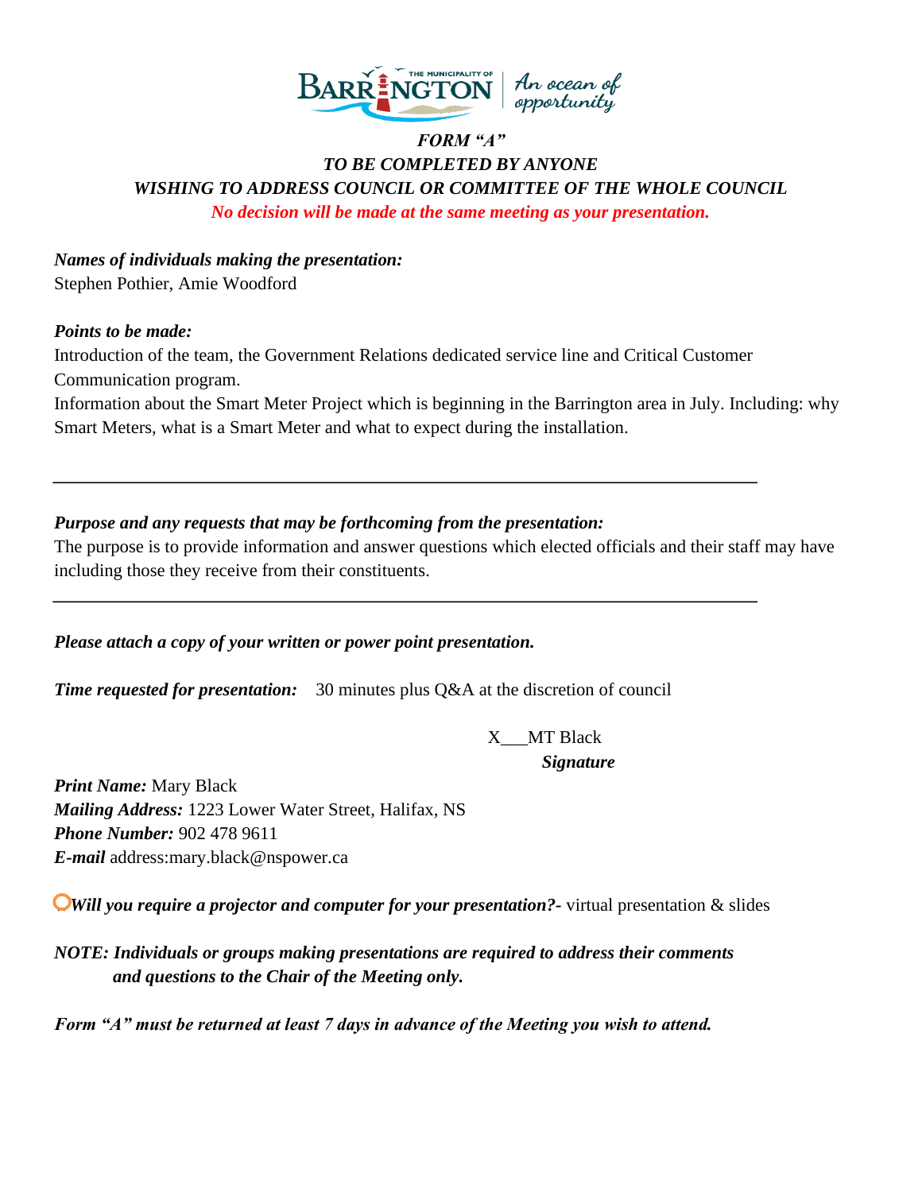BARRINGTON THE MUNICIPALITY OF | An ocean of opportunity

### *FORM "A"*
### *TO BE COMPLETED BY ANYONE WISHING TO ADDRESS COUNCIL OR COMMITTEE OF THE WHOLE COUNCIL*

***No decision will be made at the same meeting as your presentation.***

***Names of individuals making the presentation:***
Stephen Pothier, Amie Woodford

***Points to be made:***
Introduction of the team, the Government Relations dedicated service line and Critical Customer Communication program.
Information about the Smart Meter Project which is beginning in the Barrington area in July. Including: why Smart Meters, what is a Smart Meter and what to expect during the installation.

---

***Purpose and any requests that may be forthcoming from the presentation:***
The purpose is to provide information and answer questions which elected officials and their staff may have including those they receive from their constituents.

---

***Please attach a copy of your written or power point presentation.***

***Time requested for presentation:*** 30 minutes plus Q&A at the discretion of council

X___MT Black
***Signature***

***Print Name:*** Mary Black
***Mailing Address:*** 1223 Lower Water Street, Halifax, NS
***Phone Number:*** 902 478 9611
***E-mail*** address:mary.black@nspower.ca

***Will you require a projector and computer for your presentation?-*** virtual presentation & slides

***NOTE: Individuals or groups making presentations are required to address their comments and questions to the Chair of the Meeting only.***

***Form "A" must be returned at least 7 days in advance of the Meeting you wish to attend.***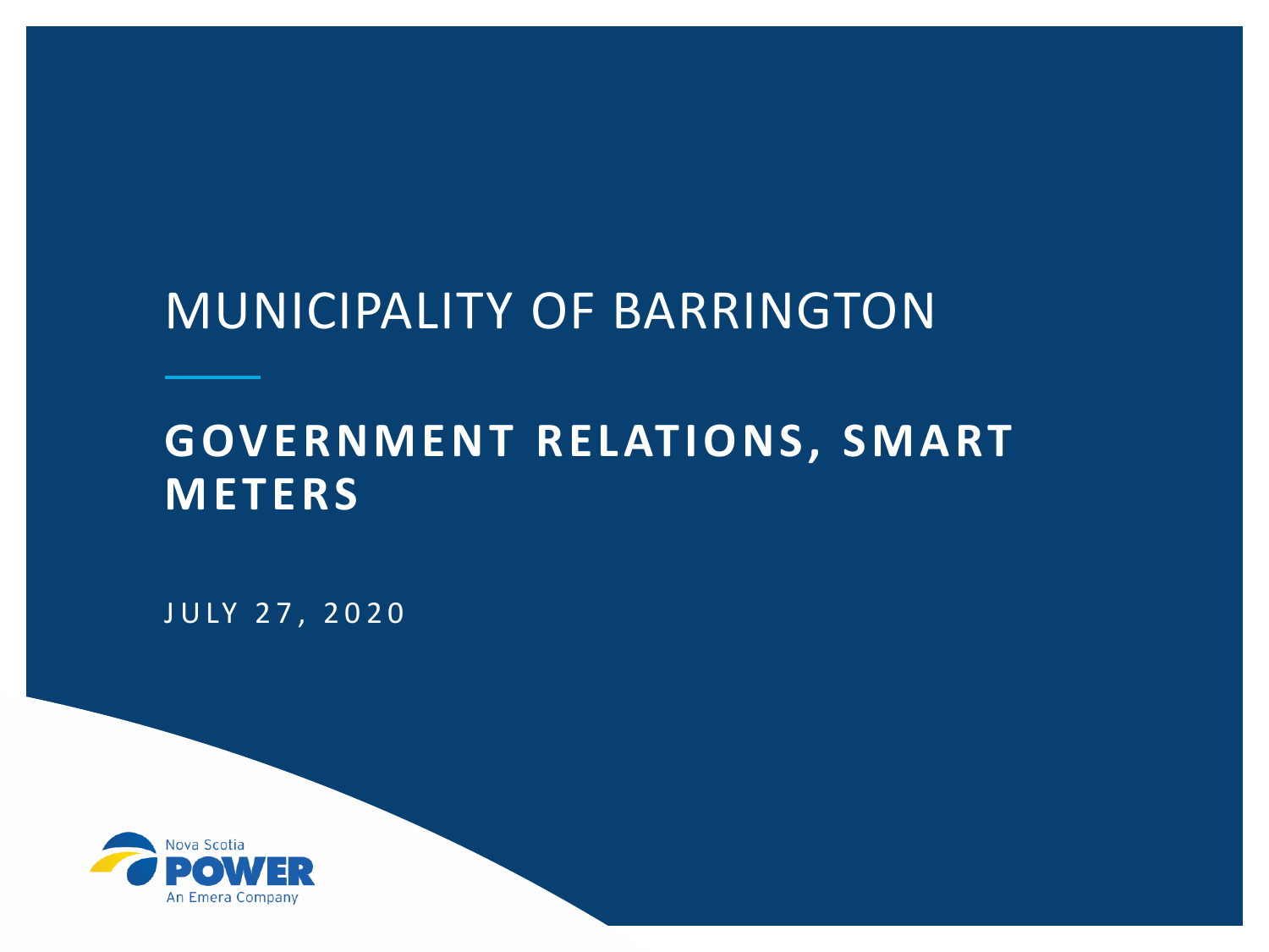# MUNICIPALITY OF BARRINGTON

## GOVERNMENT RELATIONS, SMART METERS

JULY 27, 2020

Nova Scotia POWER
An Emera Company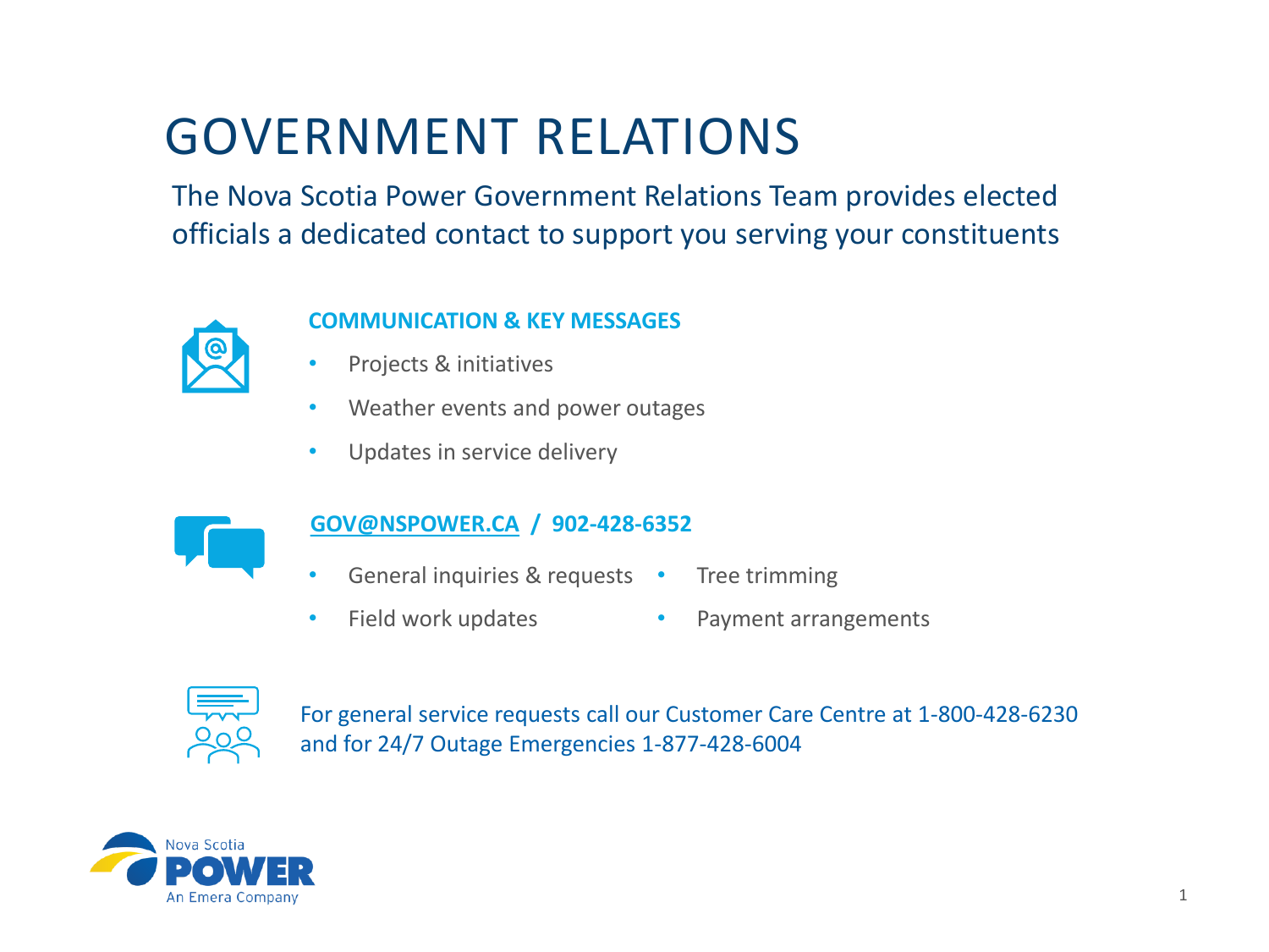# GOVERNMENT RELATIONS

The Nova Scotia Power Government Relations Team provides elected officials a dedicated contact to support you serving your constituents

## COMMUNICATION & KEY MESSAGES

- Projects & initiatives
- Weather events and power outages
- Updates in service delivery

## GOV@NSPOWER.CA / 902-428-6352

- General inquiries & requests
- Field work updates
- Tree trimming
- Payment arrangements

For general service requests call our Customer Care Centre at 1-800-428-6230 and for 24/7 Outage Emergencies 1-877-428-6004

Nova Scotia POWER
An Emera Company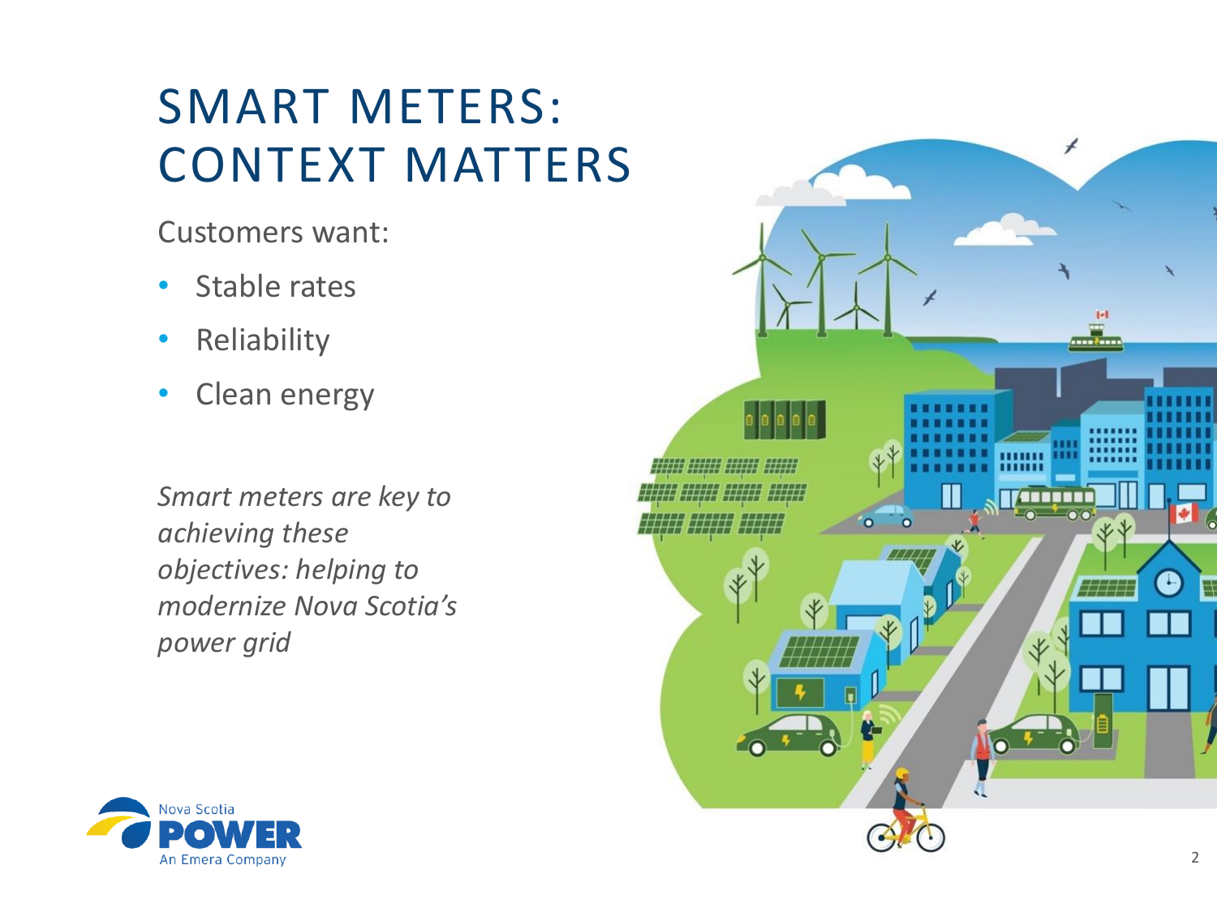# SMART METERS: CONTEXT MATTERS

Customers want:

- Stable rates
- Reliability
- Clean energy

*Smart meters are key to achieving these objectives: helping to modernize Nova Scotia's power grid*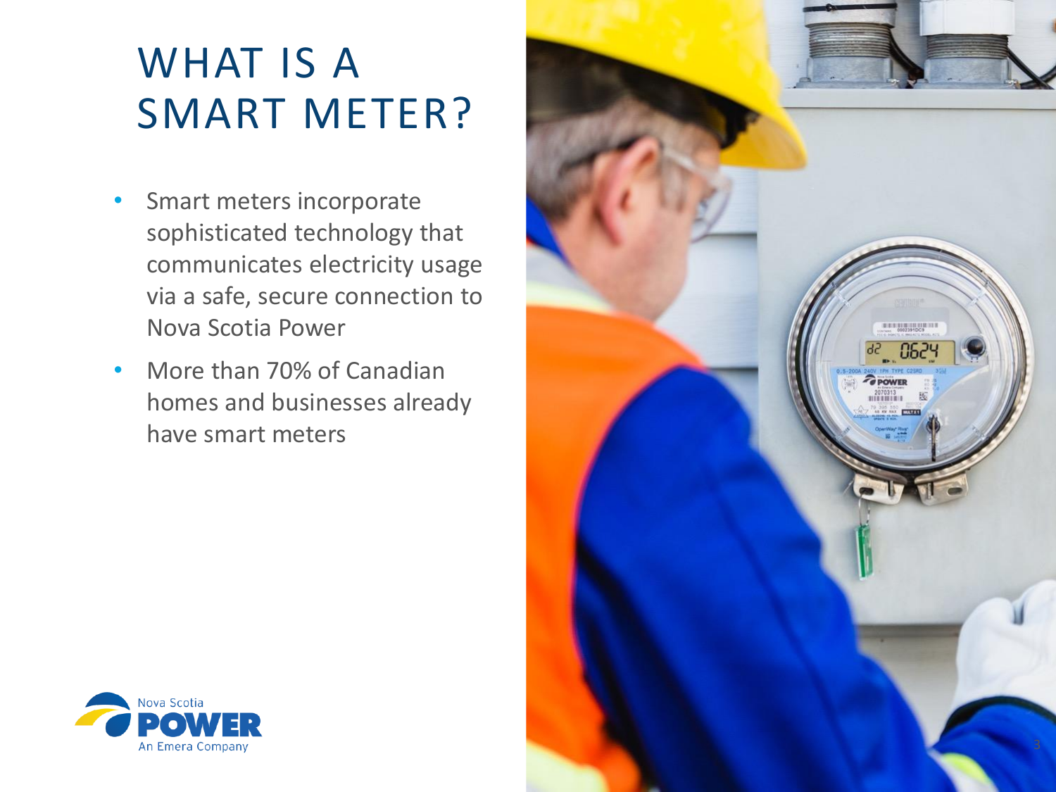# WHAT IS A SMART METER?

- Smart meters incorporate sophisticated technology that communicates electricity usage via a safe, secure connection to Nova Scotia Power
- More than 70% of Canadian homes and businesses already have smart meters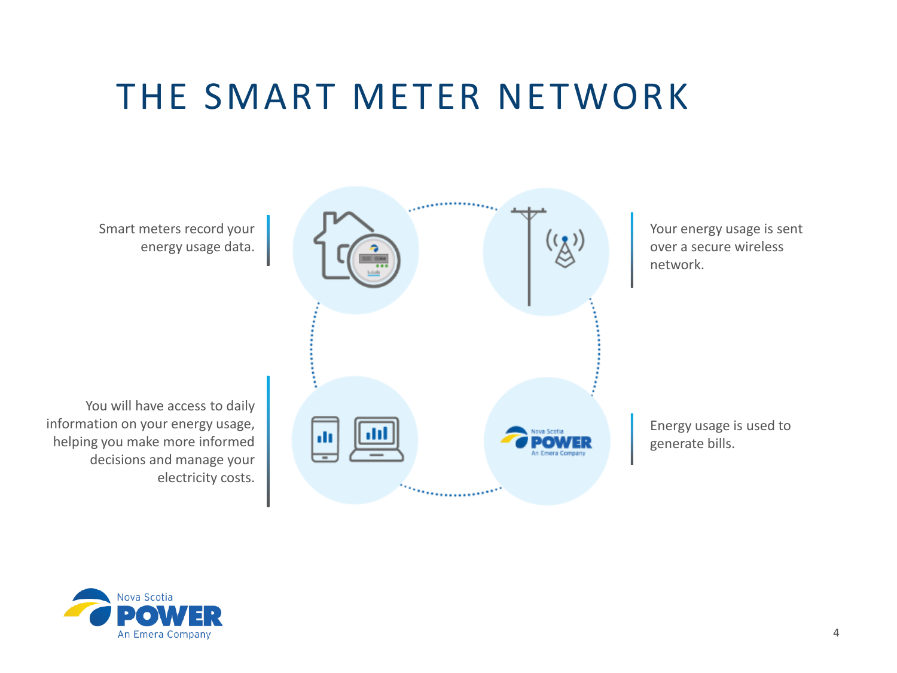# THE SMART METER NETWORK

Smart meters record your energy usage data.

Your energy usage is sent over a secure wireless network.

Energy usage is used to generate bills.

You will have access to daily information on your energy usage, helping you make more informed decisions and manage your electricity costs.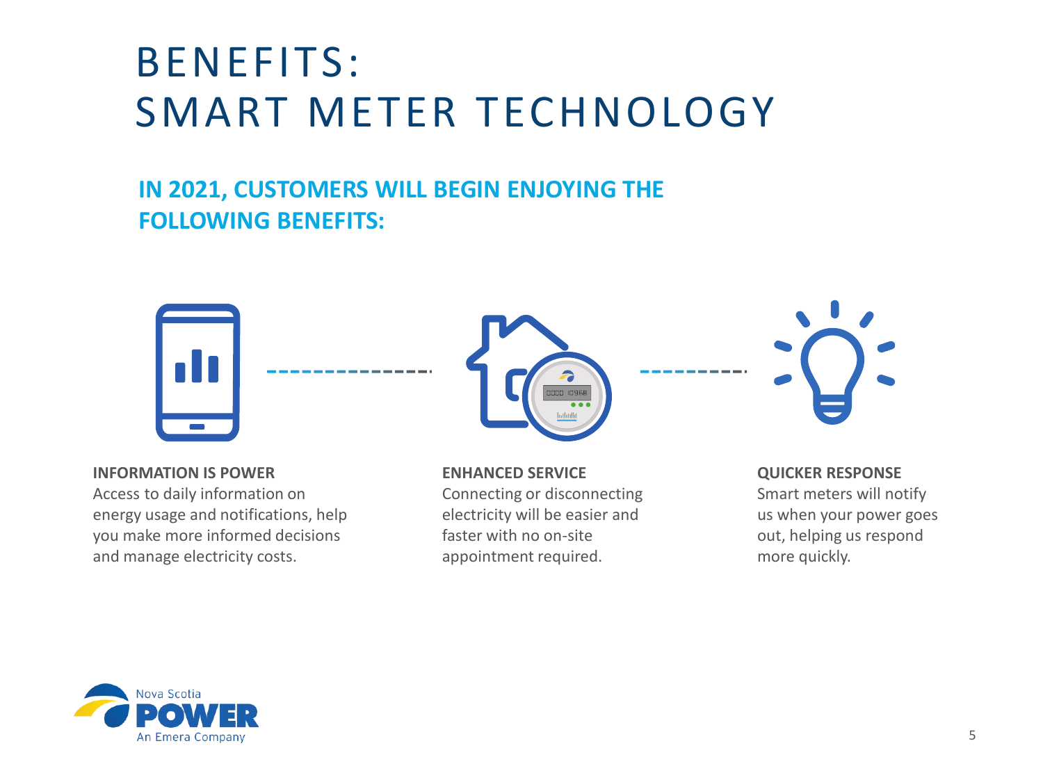# BENEFITS: SMART METER TECHNOLOGY

## IN 2021, CUSTOMERS WILL BEGIN ENJOYING THE FOLLOWING BENEFITS:

**INFORMATION IS POWER**
Access to daily information on energy usage and notifications, help you make more informed decisions and manage electricity costs.

**ENHANCED SERVICE**
Connecting or disconnecting electricity will be easier and faster with no on-site appointment required.

**QUICKER RESPONSE**
Smart meters will notify us when your power goes out, helping us respond more quickly.

Nova Scotia POWER
An Emera Company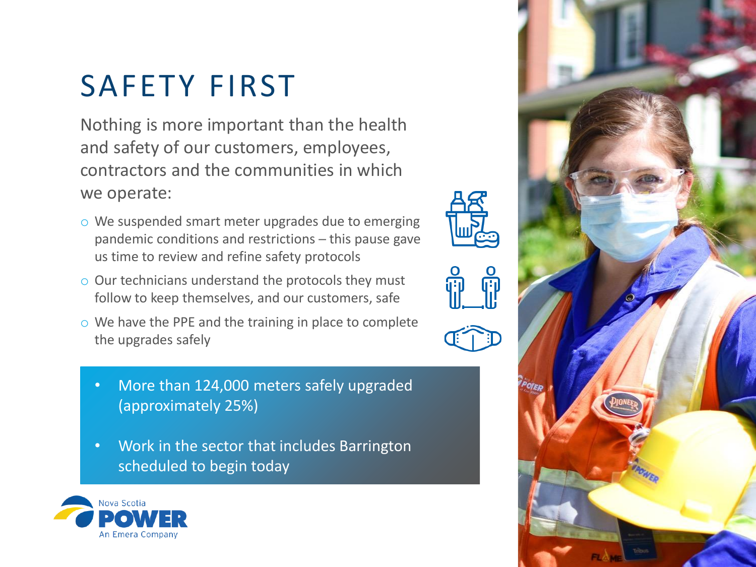# SAFETY FIRST

Nothing is more important than the health and safety of our customers, employees, contractors and the communities in which we operate:

- We suspended smart meter upgrades due to emerging pandemic conditions and restrictions – this pause gave us time to review and refine safety protocols
- Our technicians understand the protocols they must follow to keep themselves, and our customers, safe
- We have the PPE and the training in place to complete the upgrades safely

- More than 124,000 meters safely upgraded (approximately 25%)
- Work in the sector that includes Barrington scheduled to begin today

Nova Scotia POWER
An Emera Company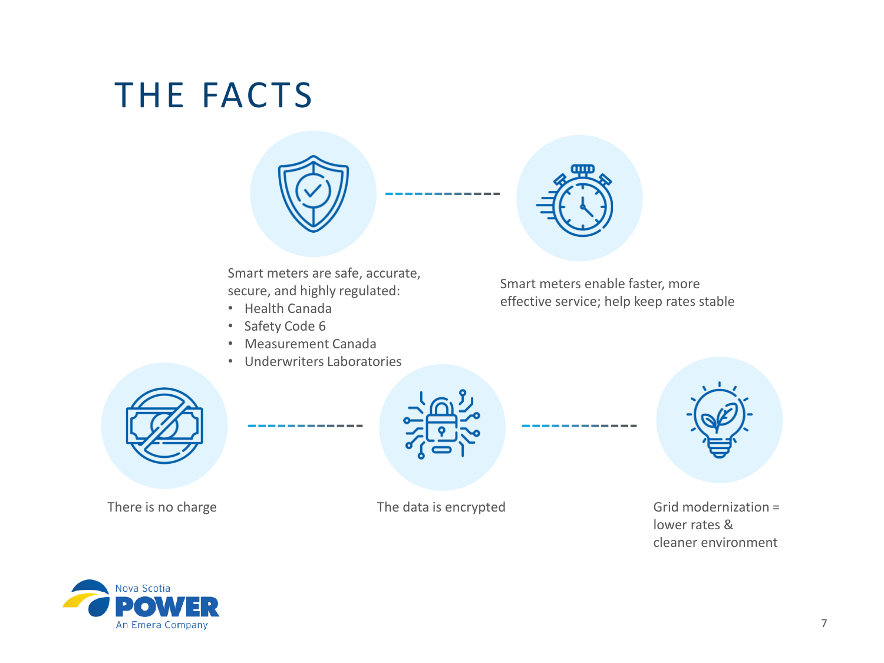# THE FACTS

Smart meters are safe, accurate, secure, and highly regulated:

- Health Canada
- Safety Code 6
- Measurement Canada
- Underwriters Laboratories

Smart meters enable faster, more effective service; help keep rates stable

There is no charge

The data is encrypted

Grid modernization = lower rates & cleaner environment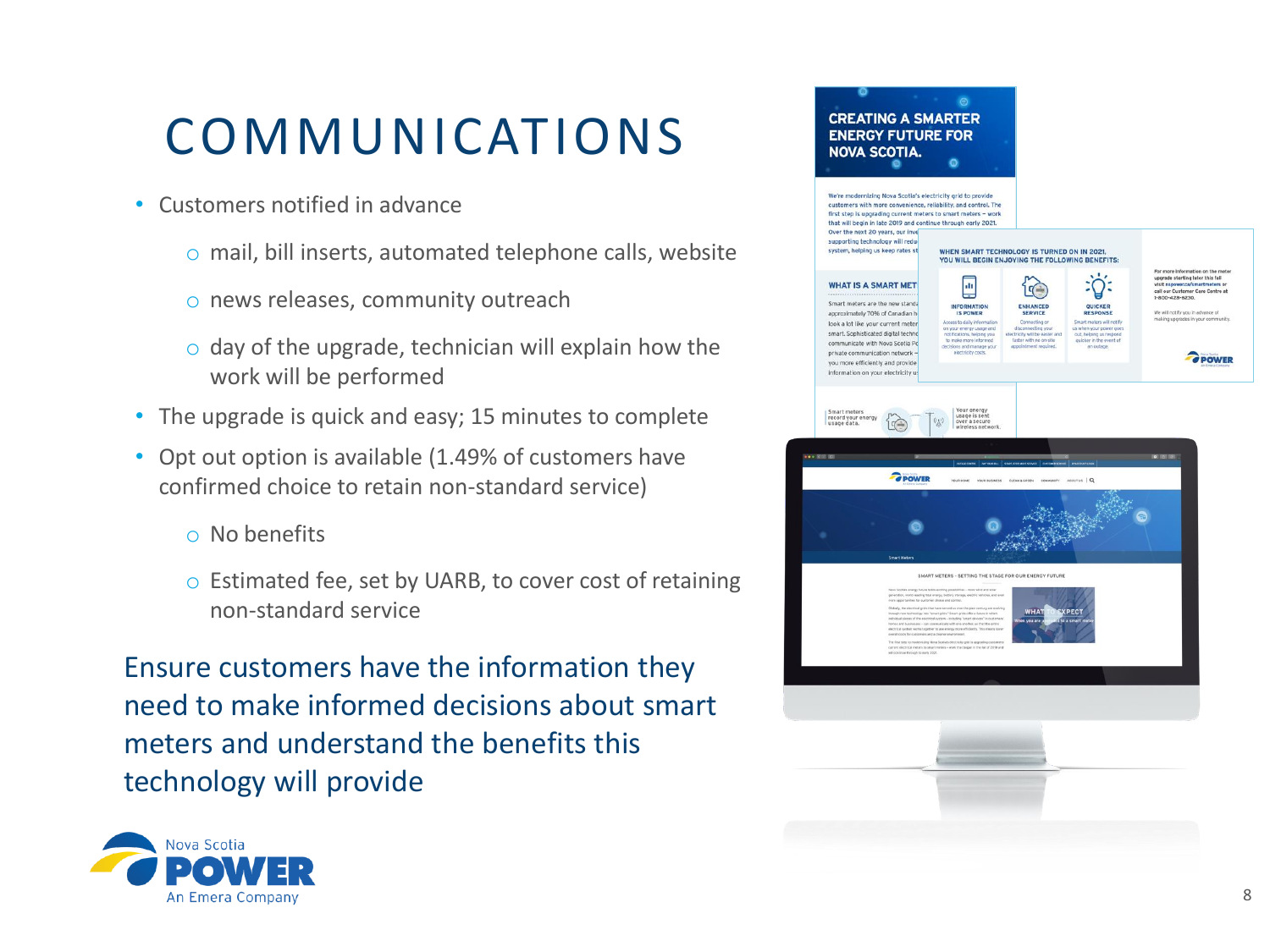# COMMUNICATIONS

- Customers notified in advance
  - mail, bill inserts, automated telephone calls, website
  - news releases, community outreach
  - day of the upgrade, technician will explain how the work will be performed
- The upgrade is quick and easy; 15 minutes to complete
- Opt out option is available (1.49% of customers have confirmed choice to retain non-standard service)
  - No benefits
  - Estimated fee, set by UARB, to cover cost of retaining non-standard service

Ensure customers have the information they need to make informed decisions about smart meters and understand the benefits this technology will provide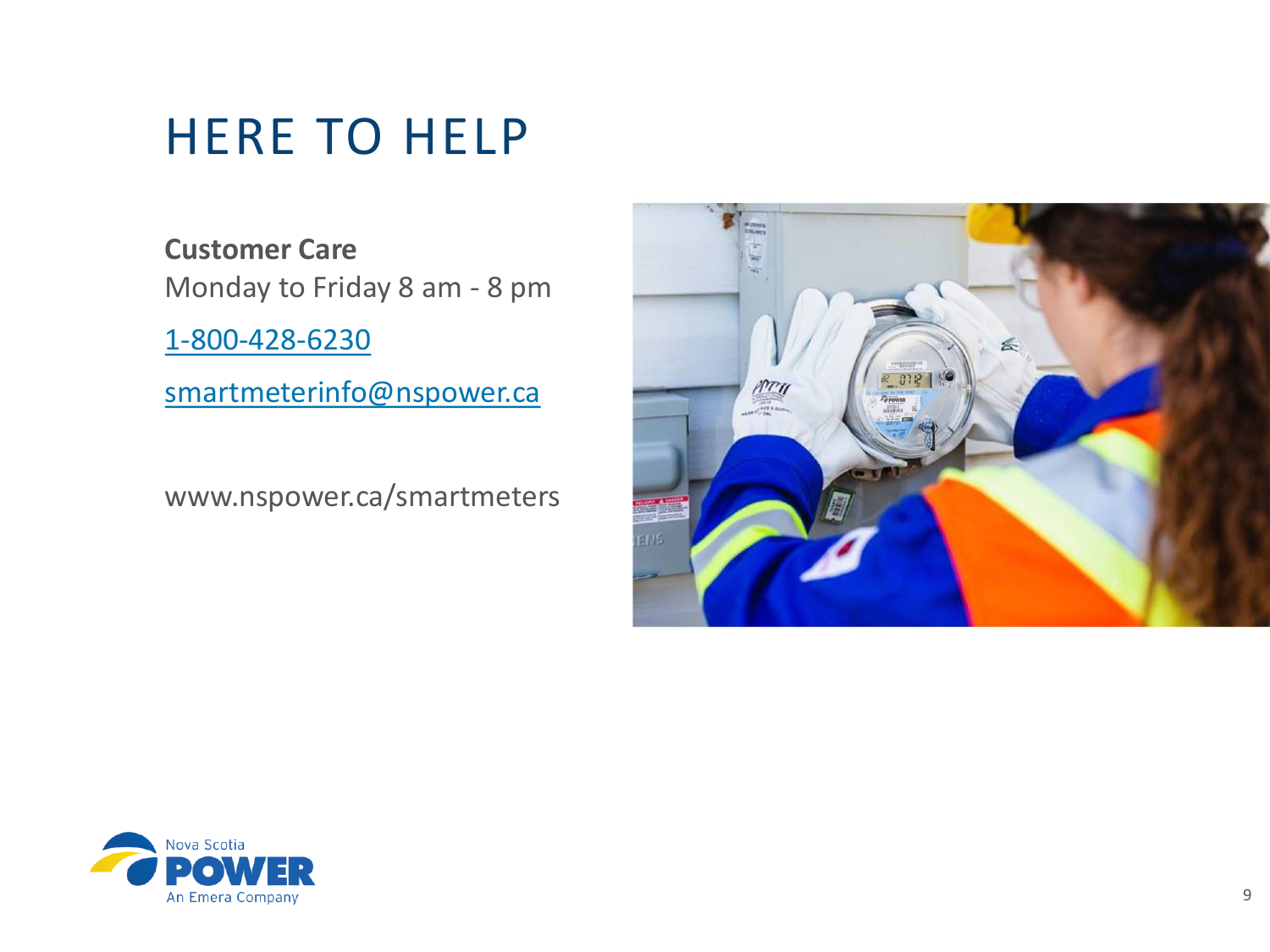# HERE TO HELP

**Customer Care**

Monday to Friday 8 am - 8 pm

1-800-428-6230

smartmeterinfo@nspower.ca

www.nspower.ca/smartmeters